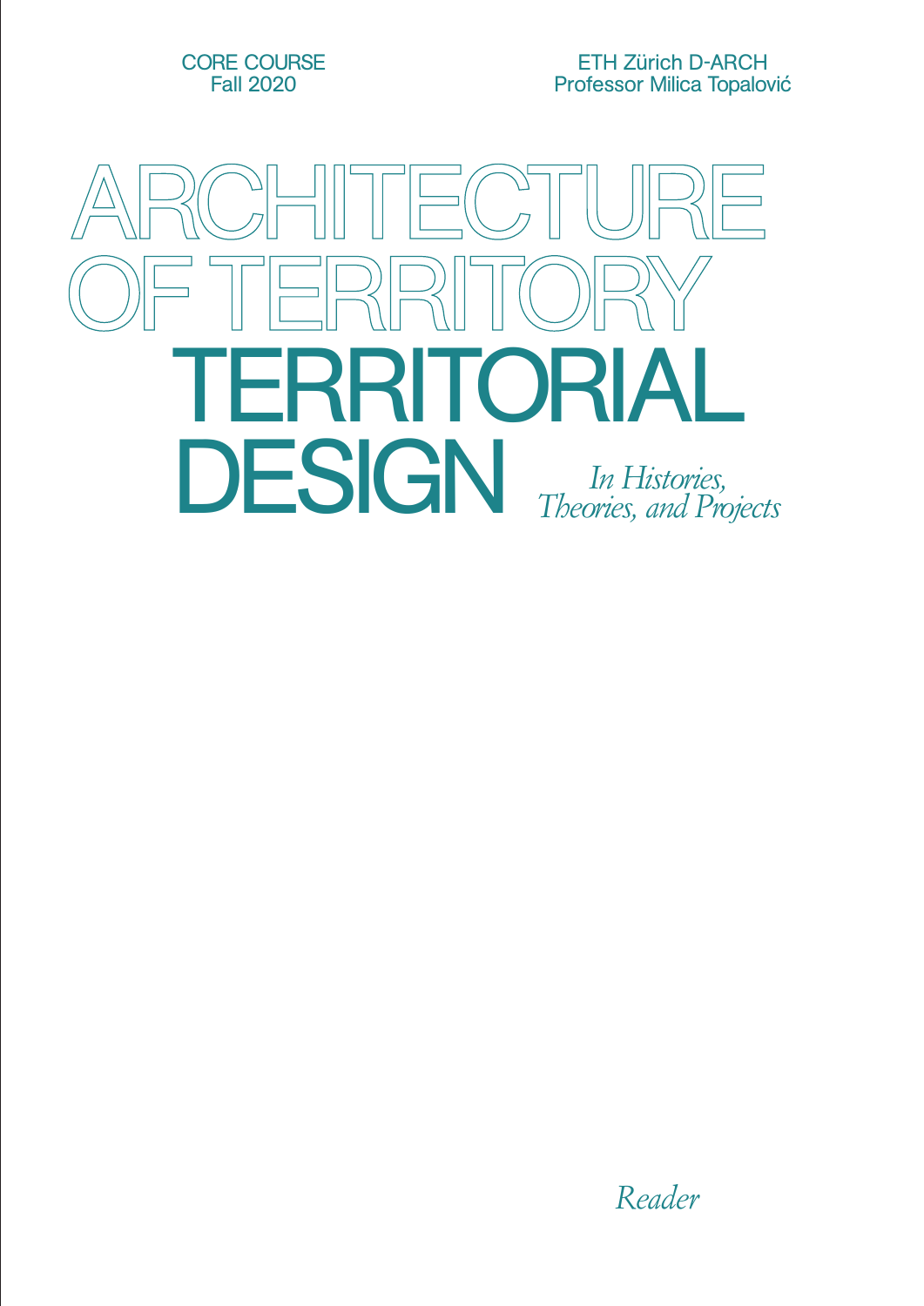CORE COURSE
Fall 2020

ETH Zürich D-ARCH
Professor Milica Topalović

# ARCHITECTURE OF TERRITORY

# TERRITORIAL DESIGN

*In Histories, Theories, and Projects*

*Reader*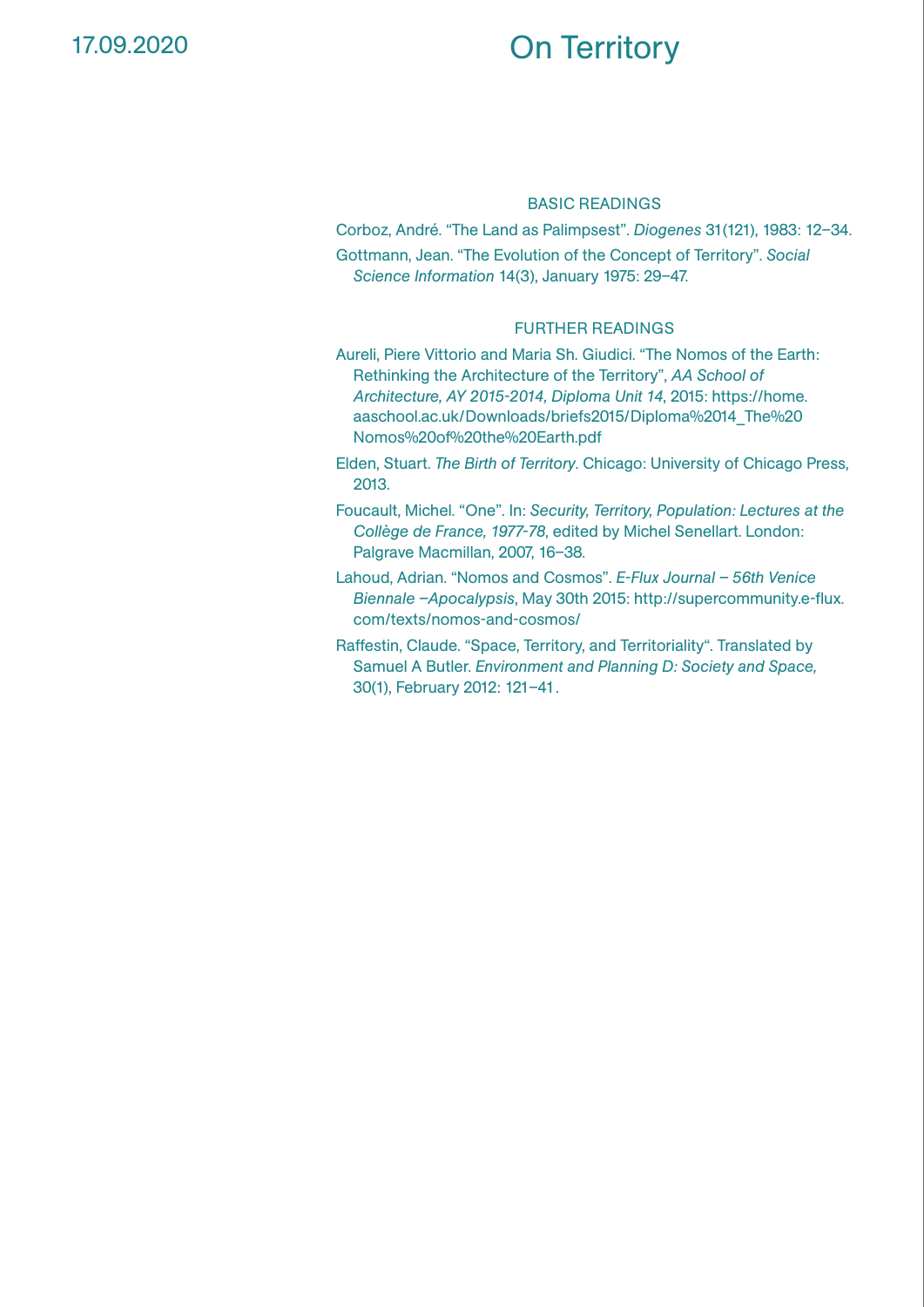17.09.2020

# On Territory

## BASIC READINGS

Corboz, André. “The Land as Palimpsest”. *Diogenes* 31(121), 1983: 12–34.

Gottmann, Jean. “The Evolution of the Concept of Territory”. *Social Science Information* 14(3), January 1975: 29–47.

## FURTHER READINGS

Aureli, Piere Vittorio and Maria Sh. Giudici. “The Nomos of the Earth: Rethinking the Architecture of the Territory”, *AA School of Architecture, AY 2015-2014, Diploma Unit 14*, 2015: https://home.aaschool.ac.uk/Downloads/briefs2015/Diploma%2014_The%20Nomos%20of%20the%20Earth.pdf

Elden, Stuart. *The Birth of Territory*. Chicago: University of Chicago Press, 2013.

Foucault, Michel. “One”. In: *Security, Territory, Population: Lectures at the Collège de France, 1977-78*, edited by Michel Senellart. London: Palgrave Macmillan, 2007, 16–38.

Lahoud, Adrian. “Nomos and Cosmos”. *E-Flux Journal – 56th Venice Biennale –Apocalypsis*, May 30th 2015: http://supercommunity.e-flux.com/texts/nomos-and-cosmos/

Raffestin, Claude. “Space, Territory, and Territoriality“. Translated by Samuel A Butler. *Environment and Planning D: Society and Space,* 30(1), February 2012: 121–41.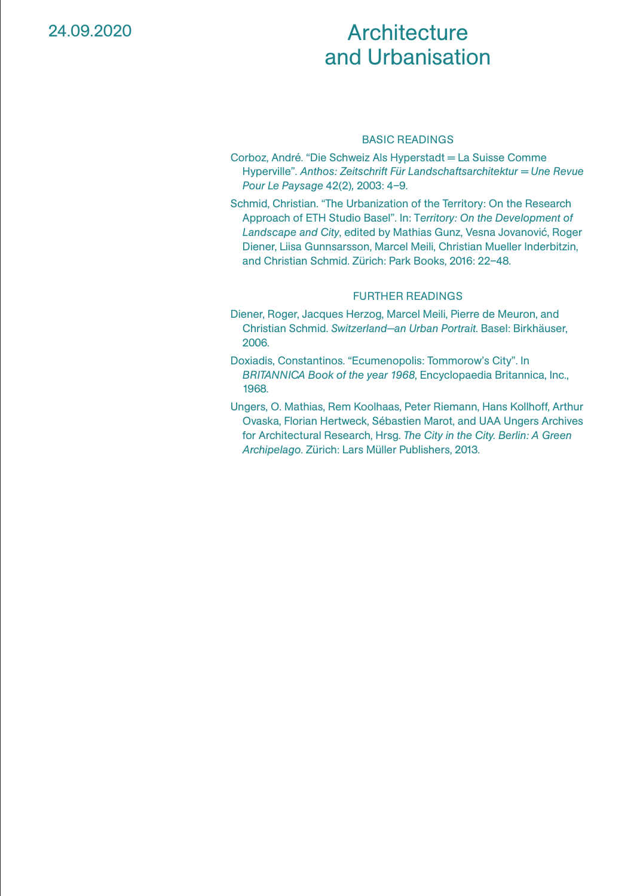24.09.2020

# Architecture and Urbanisation

## BASIC READINGS

Corboz, André. “Die Schweiz Als Hyperstadt = La Suisse Comme Hyperville”. *Anthos: Zeitschrift Für Landschaftsarchitektur = Une Revue Pour Le Paysage* 42(2), 2003: 4–9.

Schmid, Christian. “The Urbanization of the Territory: On the Research Approach of ETH Studio Basel”. In: T*erritory: On the Development of Landscape and City*, edited by Mathias Gunz, Vesna Jovanović, Roger Diener, Liisa Gunnsarsson, Marcel Meili, Christian Mueller Inderbitzin, and Christian Schmid. Zürich: Park Books, 2016: 22–48.

## FURTHER READINGS

Diener, Roger, Jacques Herzog, Marcel Meili, Pierre de Meuron, and Christian Schmid. *Switzerland—an Urban Portrait*. Basel: Birkhäuser, 2006.

Doxiadis, Constantinos. “Ecumenopolis: Tommorow’s City”. In *BRITANNICA Book of the year 1968*, Encyclopaedia Britannica, Inc., 1968.

Ungers, O. Mathias, Rem Koolhaas, Peter Riemann, Hans Kollhoff, Arthur Ovaska, Florian Hertweck, Sébastien Marot, and UAA Ungers Archives for Architectural Research, Hrsg. *The City in the City. Berlin: A Green Archipelago*. Zürich: Lars Müller Publishers, 2013.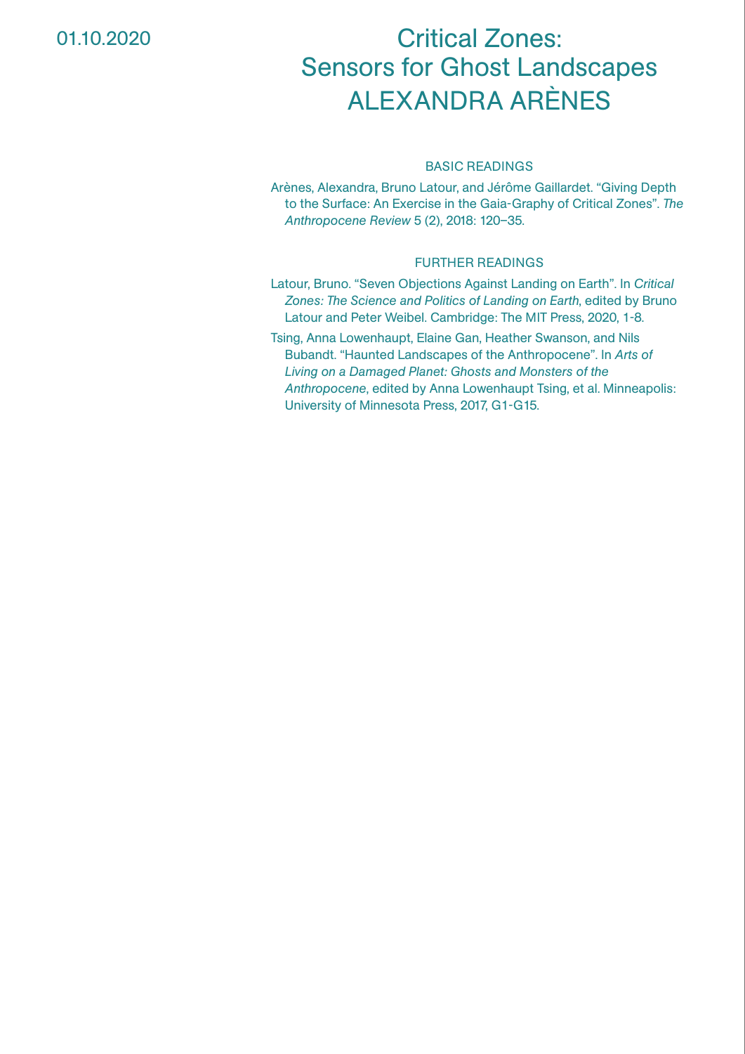01.10.2020

# Critical Zones:
# Sensors for Ghost Landscapes
# ALEXANDRA ARÈNES

## BASIC READINGS

Arènes, Alexandra, Bruno Latour, and Jérôme Gaillardet. "Giving Depth to the Surface: An Exercise in the Gaia-Graphy of Critical Zones". *The Anthropocene Review* 5 (2), 2018: 120–35.

## FURTHER READINGS

Latour, Bruno. "Seven Objections Against Landing on Earth". In *Critical Zones: The Science and Politics of Landing on Earth*, edited by Bruno Latour and Peter Weibel. Cambridge: The MIT Press, 2020, 1-8.

Tsing, Anna Lowenhaupt, Elaine Gan, Heather Swanson, and Nils Bubandt. "Haunted Landscapes of the Anthropocene". In *Arts of Living on a Damaged Planet: Ghosts and Monsters of the Anthropocene*, edited by Anna Lowenhaupt Tsing, et al. Minneapolis: University of Minnesota Press, 2017, G1-G15.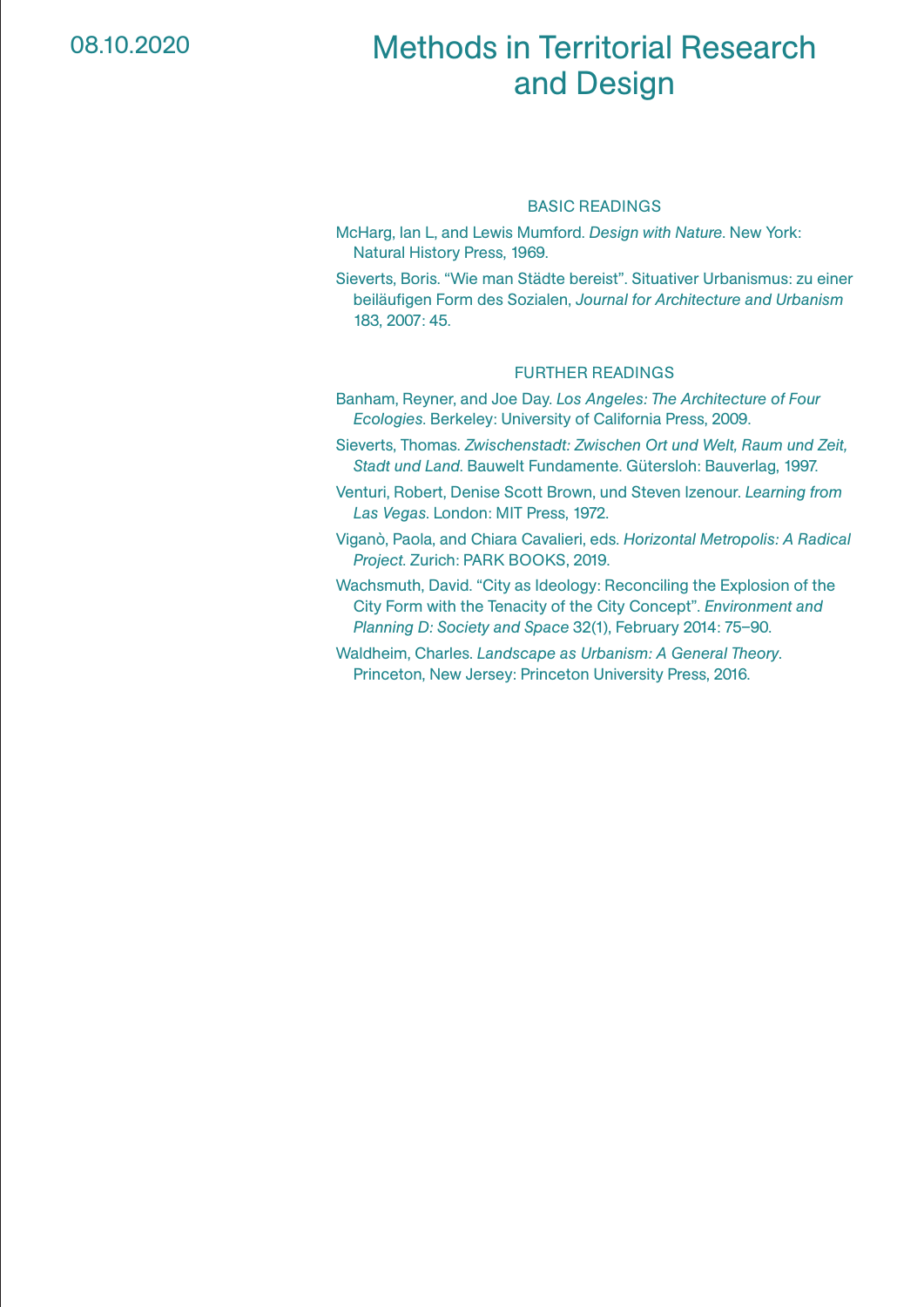08.10.2020

# Methods in Territorial Research and Design

## BASIC READINGS

McHarg, Ian L, and Lewis Mumford. *Design with Nature*. New York: Natural History Press, 1969.

Sieverts, Boris. “Wie man Städte bereist”. Situativer Urbanismus: zu einer beiläufigen Form des Sozialen, *Journal for Architecture and Urbanism* 183, 2007: 45.

## FURTHER READINGS

Banham, Reyner, and Joe Day. *Los Angeles: The Architecture of Four Ecologies*. Berkeley: University of California Press, 2009.

Sieverts, Thomas. *Zwischenstadt: Zwischen Ort und Welt, Raum und Zeit, Stadt und Land*. Bauwelt Fundamente. Gütersloh: Bauverlag, 1997.

Venturi, Robert, Denise Scott Brown, und Steven Izenour. *Learning from Las Vegas*. London: MIT Press, 1972.

Viganò, Paola, and Chiara Cavalieri, eds. *Horizontal Metropolis: A Radical Project*. Zurich: PARK BOOKS, 2019.

Wachsmuth, David. “City as Ideology: Reconciling the Explosion of the City Form with the Tenacity of the City Concept”. *Environment and Planning D: Society and Space* 32(1), February 2014: 75–90.

Waldheim, Charles. *Landscape as Urbanism: A General Theory*. Princeton, New Jersey: Princeton University Press, 2016.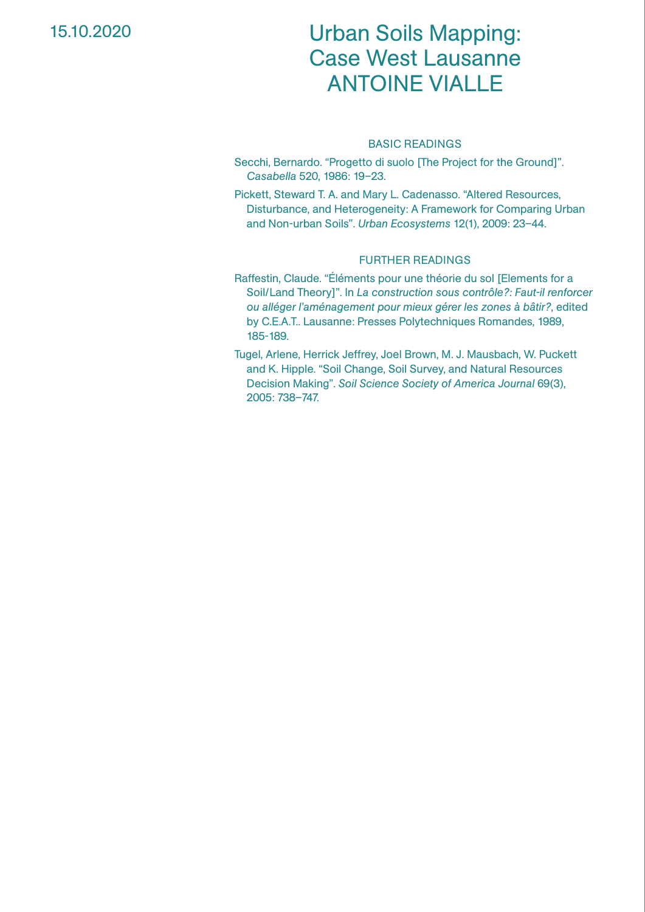15.10.2020

# Urban Soils Mapping: Case West Lausanne
# ANTOINE VIALLE

## BASIC READINGS

Secchi, Bernardo. “Progetto di suolo [The Project for the Ground]”. *Casabella* 520, 1986: 19–23.

Pickett, Steward T. A. and Mary L. Cadenasso. “Altered Resources, Disturbance, and Heterogeneity: A Framework for Comparing Urban and Non-urban Soils”. *Urban Ecosystems* 12(1), 2009: 23–44.

## FURTHER READINGS

Raffestin, Claude. “Éléments pour une théorie du sol [Elements for a Soil/Land Theory]”. In *La construction sous contrôle?: Faut-il renforcer ou alléger l’aménagement pour mieux gérer les zones à bâtir?*, edited by C.E.A.T.. Lausanne: Presses Polytechniques Romandes, 1989, 185-189.

Tugel, Arlene, Herrick Jeffrey, Joel Brown, M. J. Mausbach, W. Puckett and K. Hipple. “Soil Change, Soil Survey, and Natural Resources Decision Making”. *Soil Science Society of America Journal* 69(3), 2005: 738–747.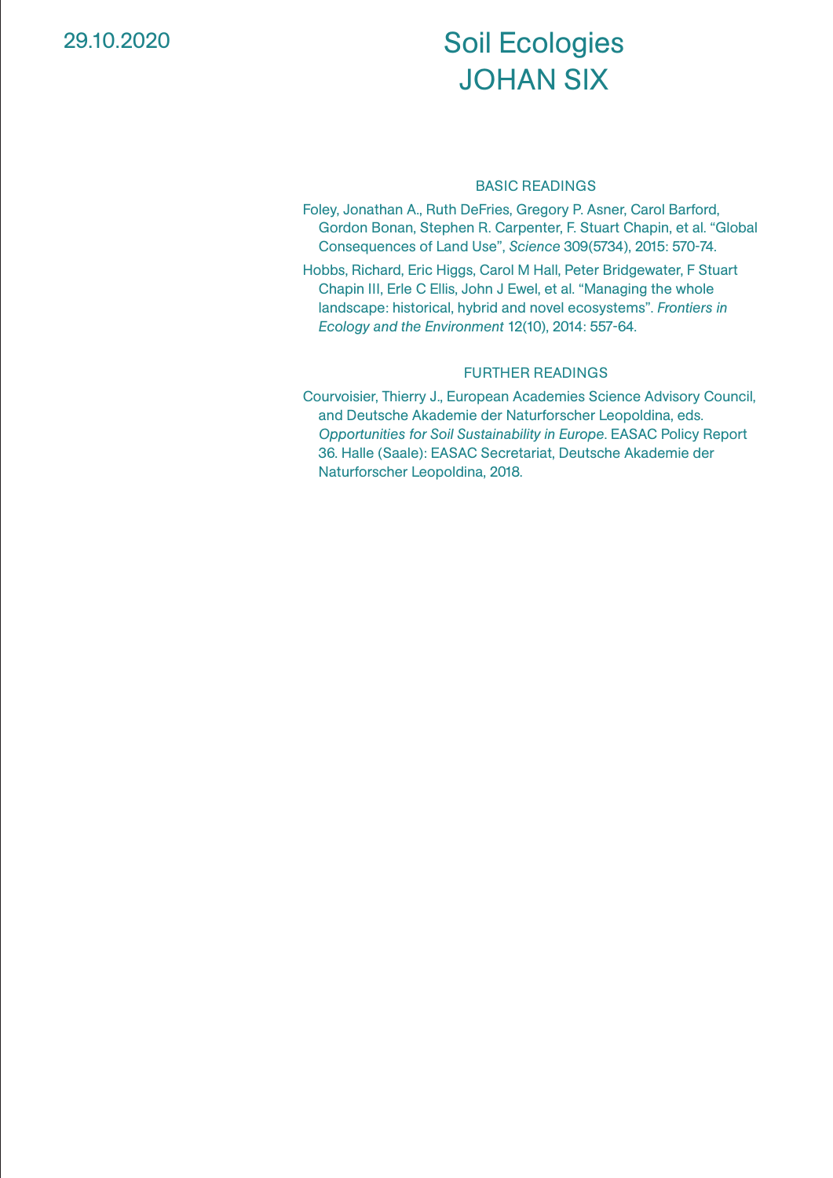29.10.2020

# Soil Ecologies
# JOHAN SIX

## BASIC READINGS

Foley, Jonathan A., Ruth DeFries, Gregory P. Asner, Carol Barford, Gordon Bonan, Stephen R. Carpenter, F. Stuart Chapin, et al. "Global Consequences of Land Use", *Science* 309(5734), 2015: 570-74.

Hobbs, Richard, Eric Higgs, Carol M Hall, Peter Bridgewater, F Stuart Chapin III, Erle C Ellis, John J Ewel, et al. "Managing the whole landscape: historical, hybrid and novel ecosystems". *Frontiers in Ecology and the Environment* 12(10), 2014: 557-64.

## FURTHER READINGS

Courvoisier, Thierry J., European Academies Science Advisory Council, and Deutsche Akademie der Naturforscher Leopoldina, eds. *Opportunities for Soil Sustainability in Europe*. EASAC Policy Report 36. Halle (Saale): EASAC Secretariat, Deutsche Akademie der Naturforscher Leopoldina, 2018.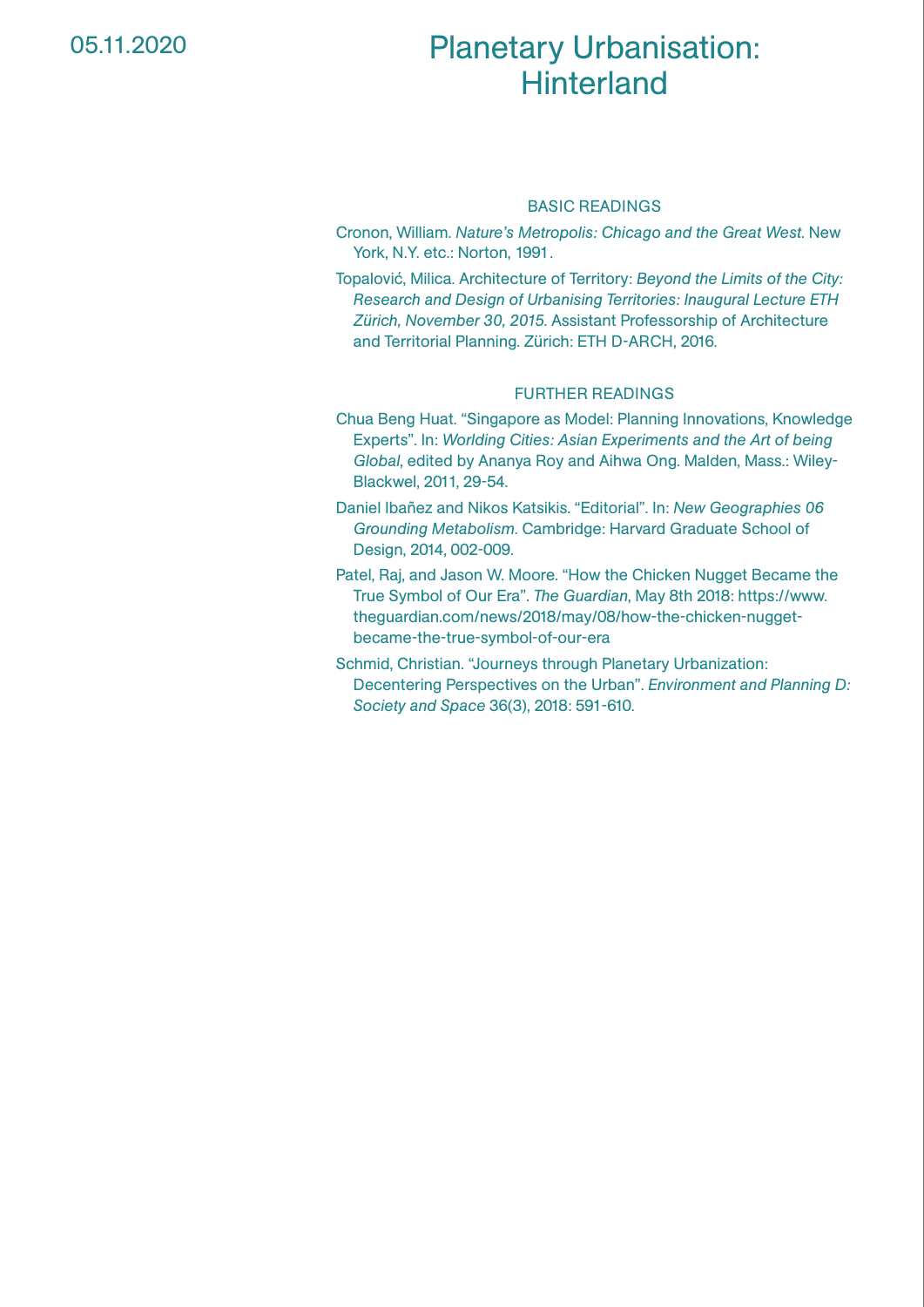05.11.2020

# Planetary Urbanisation: Hinterland

## BASIC READINGS

Cronon, William. *Nature's Metropolis: Chicago and the Great West*. New York, N.Y. etc.: Norton, 1991.

Topalović, Milica. Architecture of Territory: *Beyond the Limits of the City: Research and Design of Urbanising Territories: Inaugural Lecture ETH Zürich, November 30, 2015*. Assistant Professorship of Architecture and Territorial Planning. Zürich: ETH D-ARCH, 2016.

## FURTHER READINGS

Chua Beng Huat. "Singapore as Model: Planning Innovations, Knowledge Experts". In: *Worlding Cities: Asian Experiments and the Art of being Global*, edited by Ananya Roy and Aihwa Ong. Malden, Mass.: Wiley-Blackwel, 2011, 29-54.

Daniel Ibañez and Nikos Katsikis. "Editorial". In: *New Geographies 06 Grounding Metabolism*. Cambridge: Harvard Graduate School of Design, 2014, 002-009.

Patel, Raj, and Jason W. Moore. "How the Chicken Nugget Became the True Symbol of Our Era". *The Guardian*, May 8th 2018: https://www.theguardian.com/news/2018/may/08/how-the-chicken-nugget-became-the-true-symbol-of-our-era

Schmid, Christian. "Journeys through Planetary Urbanization: Decentering Perspectives on the Urban". *Environment and Planning D: Society and Space* 36(3), 2018: 591-610.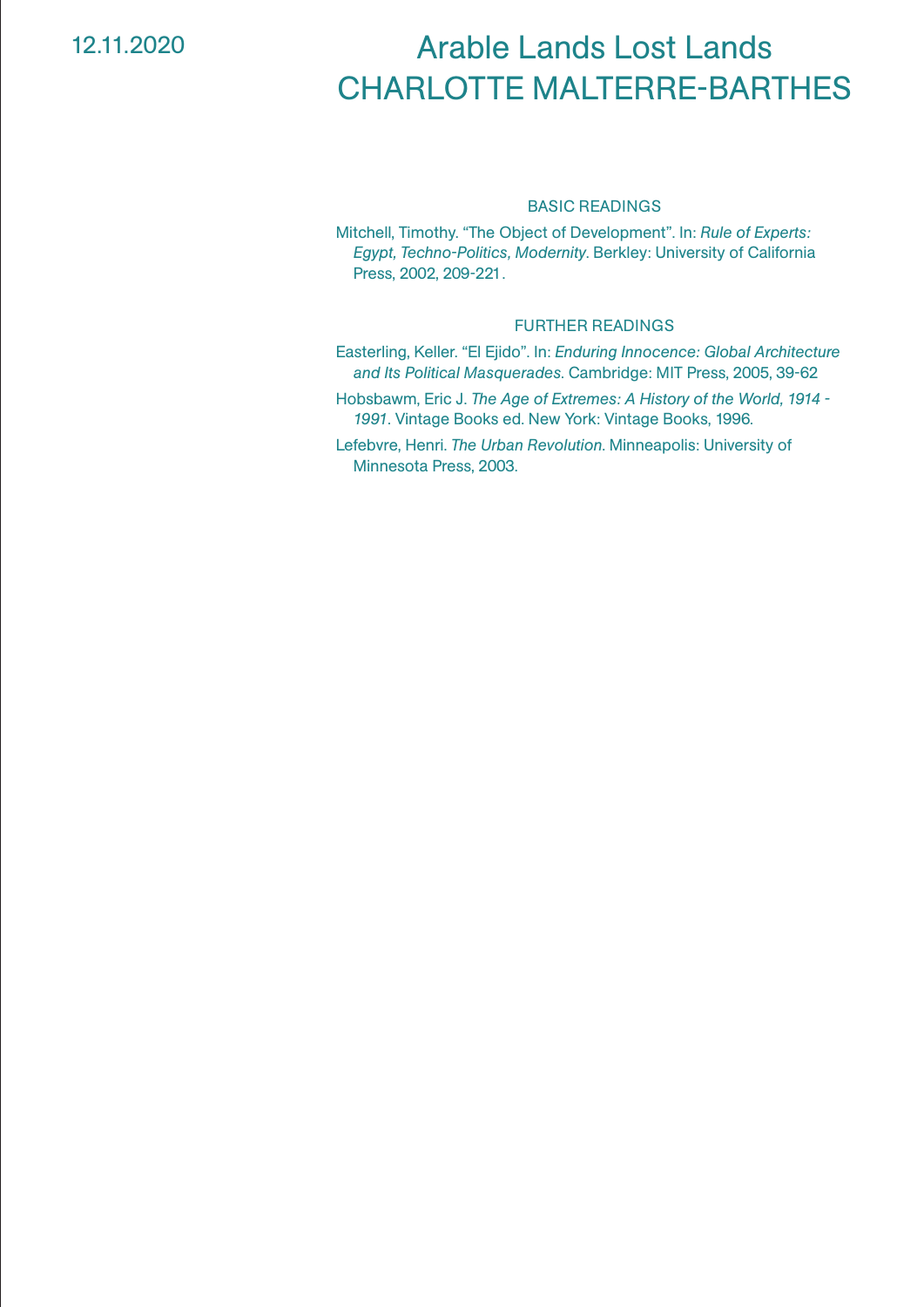12.11.2020

# Arable Lands Lost Lands
# CHARLOTTE MALTERRE-BARTHES

### BASIC READINGS

Mitchell, Timothy. “The Object of Development”. In: *Rule of Experts: Egypt, Techno-Politics, Modernity*. Berkley: University of California Press, 2002, 209-221.

### FURTHER READINGS

Easterling, Keller. “El Ejido”. In: *Enduring Innocence: Global Architecture and Its Political Masquerades*. Cambridge: MIT Press, 2005, 39-62

Hobsbawm, Eric J. *The Age of Extremes: A History of the World, 1914 - 1991*. Vintage Books ed. New York: Vintage Books, 1996.

Lefebvre, Henri. *The Urban Revolution*. Minneapolis: University of Minnesota Press, 2003.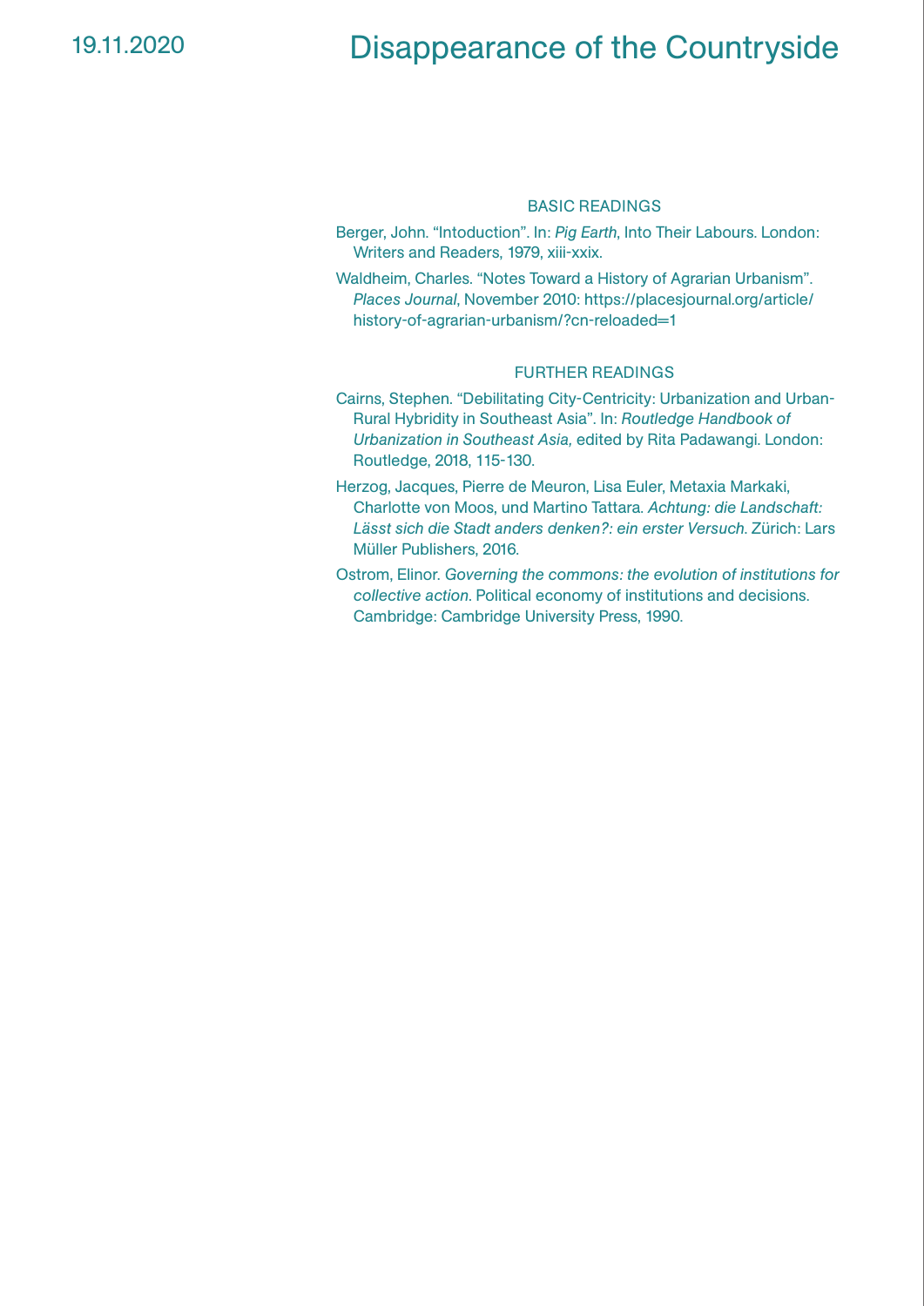19.11.2020

# Disappearance of the Countryside

## BASIC READINGS

Berger, John. “Intoduction”. In: *Pig Earth*, Into Their Labours. London: Writers and Readers, 1979, xiii-xxix.

Waldheim, Charles. “Notes Toward a History of Agrarian Urbanism”. *Places Journal*, November 2010: https://placesjournal.org/article/history-of-agrarian-urbanism/?cn-reloaded=1

## FURTHER READINGS

Cairns, Stephen. “Debilitating City-Centricity: Urbanization and Urban-Rural Hybridity in Southeast Asia”. In: *Routledge Handbook of Urbanization in Southeast Asia,* edited by Rita Padawangi. London: Routledge, 2018, 115-130.

Herzog, Jacques, Pierre de Meuron, Lisa Euler, Metaxia Markaki, Charlotte von Moos, und Martino Tattara. *Achtung: die Landschaft: Lässt sich die Stadt anders denken?: ein erster Versuch*. Zürich: Lars Müller Publishers, 2016.

Ostrom, Elinor. *Governing the commons: the evolution of institutions for collective action*. Political economy of institutions and decisions. Cambridge: Cambridge University Press, 1990.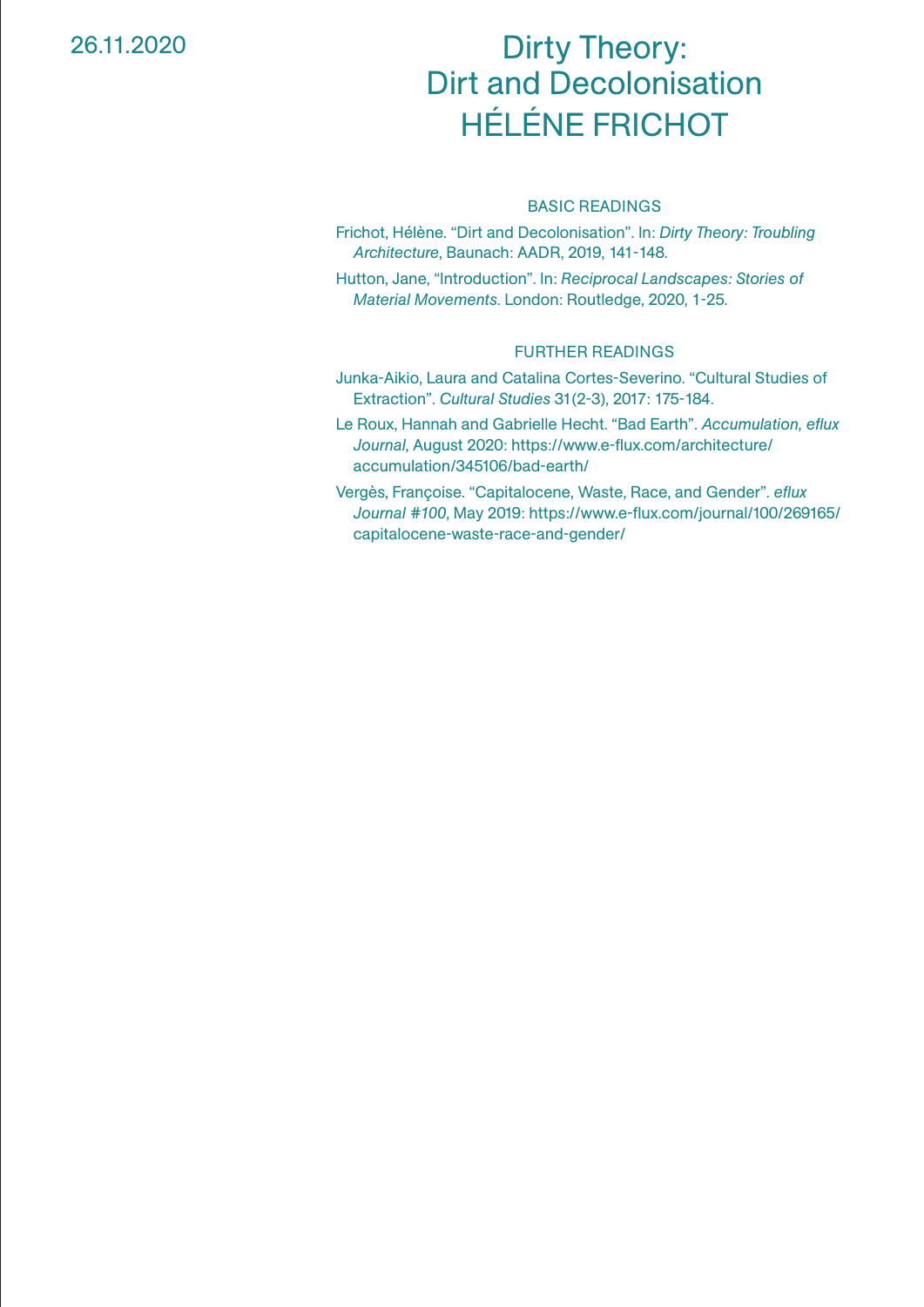26.11.2020

# Dirty Theory: Dirt and Decolonisation HÉLÉNE FRICHOT

## BASIC READINGS

Frichot, Hélène. “Dirt and Decolonisation”. In: *Dirty Theory: Troubling Architecture*, Baunach: AADR, 2019, 141-148.

Hutton, Jane, “Introduction”. In: *Reciprocal Landscapes: Stories of Material Movements*. London: Routledge, 2020, 1-25.

## FURTHER READINGS

Junka-Aikio, Laura and Catalina Cortes-Severino. “Cultural Studies of Extraction”. *Cultural Studies* 31(2-3), 2017: 175-184.

Le Roux, Hannah and Gabrielle Hecht. “Bad Earth”. *Accumulation, eflux Journal*, August 2020: https://www.e-flux.com/architecture/accumulation/345106/bad-earth/

Vergès, Françoise. “Capitalocene, Waste, Race, and Gender”. *eflux Journal #100*, May 2019: https://www.e-flux.com/journal/100/269165/capitalocene-waste-race-and-gender/